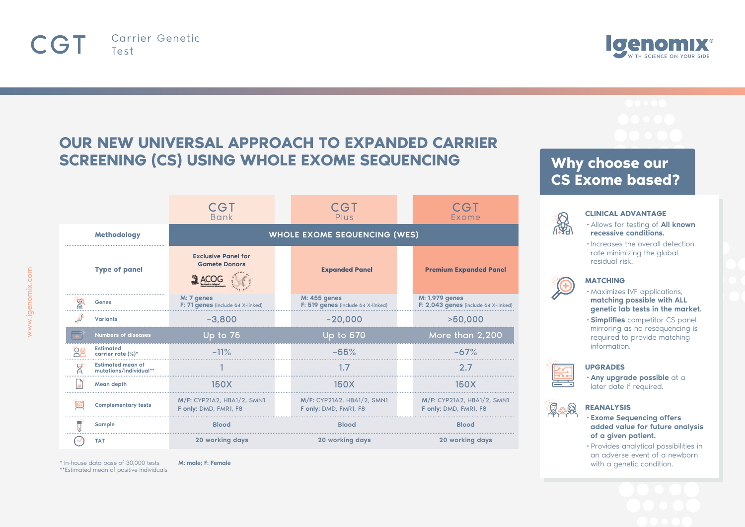# CGT Carrier Genetic Test

Igenomix® WITH SCIENCE ON YOUR SIDE

## OUR NEW UNIVERSAL APPROACH TO EXPANDED CARRIER SCREENING (CS) USING WHOLE EXOME SEQUENCING

| | CGT Bank | CGT Plus | CGT Exome |
|---|---|---|---|
| Methodology | WHOLE EXOME SEQUENCING (WES) | | |
| Type of panel | Exclusive Panel for Gamete Donors (ACOG) | Expanded Panel | Premium Expanded Panel |
| Genes | M: 7 genes<br>F: 71 genes (include 64 X-linked) | M: 455 genes<br>F: 519 genes (include 64 X-linked) | M: 1,979 genes<br>F: 2,043 genes (include 64 X-linked) |
| Variants | ~3,800 | ~20,000 | >50,000 |
| Numbers of diseases | Up to 75 | Up to 570 | More than 2,200 |
| Estimated carrier rate (%)* | ~11% | ~55% | ~67% |
| Estimated mean of mutations/individual** | 1 | 1.7 | 2.7 |
| Mean depth | 150X | 150X | 150X |
| Complementary tests | M/F: CYP21A2, HBA1/2, SMN1<br>F only: DMD, FMR1, F8 | M/F: CYP21A2, HBA1/2, SMN1<br>F only: DMD, FMR1, F8 | M/F: CYP21A2, HBA1/2, SMN1<br>F only: DMD, FMR1, F8 |
| Sample | Blood | Blood | Blood |
| TAT | 20 working days | 20 working days | 20 working days |

\* In-house data base of 30,000 tests
\*\*Estimated mean of positive individuals

M: male; F: Female

## Why choose our CS Exome based?

**CLINICAL ADVANTAGE**
- Allows for testing of **All known recessive conditions.**
- Increases the overall detection rate minimizing the global residual risk.

**MATCHING**
- Maximizes IVF applications, **matching possible with ALL genetic lab tests in the market.**
- **Simplifies** competitor CS panel mirroring as no resequencing is required to provide matching information.

**UPGRADES**
- **Any upgrade possible** at a later date if required.

**REANALYSIS**
- **Exome Sequencing offers added value for future analysis of a given patient.**
- Provides analytical possibilities in an adverse event of a newborn with a genetic condition.

www.igenomix.com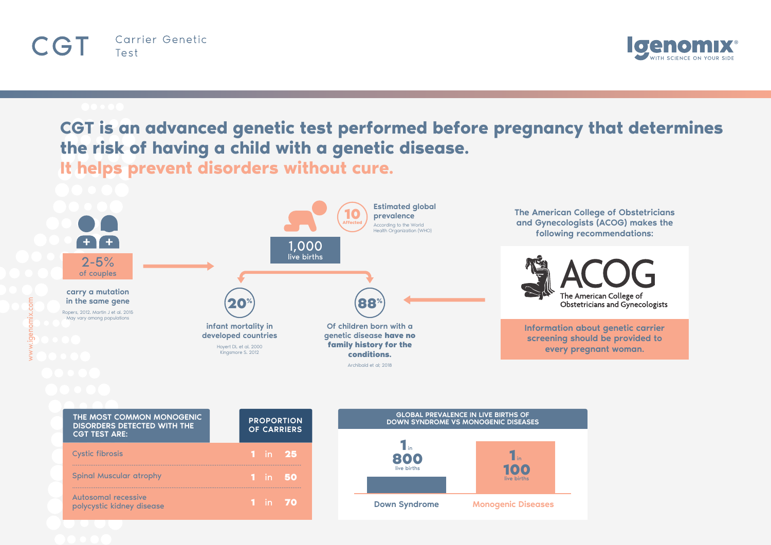# CGT Carrier Genetic Test

Igenomix — WITH SCIENCE ON YOUR SIDE

## CGT is an advanced genetic test performed before pregnancy that determines the risk of having a child with a genetic disease.

## It helps prevent disorders without cure.

**2-5%** of couples carry a mutation in the same gene

Ropers, 2012. Martin J et al. 2015
May vary among populations

**10** Affected — Estimated global prevalence
According to the World Health Organization (WHO)

**1,000** live births

**20%** infant mortality in developed countries

Hoyert DL et al. 2000
Kingsmore S. 2012

**88%** Of children born with a genetic disease **have no family history for the conditions.**

Archibald et al; 2018

The American College of Obstetricians and Gynecologists (ACOG) makes the following recommendations:

ACOG — The American College of Obstetricians and Gynecologists

Information about genetic carrier screening should be provided to every pregnant woman.

| THE MOST COMMON MONOGENIC DISORDERS DETECTED WITH THE CGT TEST ARE: | PROPORTION OF CARRIERS |
| --- | --- |
| Cystic fibrosis | 1 in 25 |
| Spinal Muscular atrophy | 1 in 50 |
| Autosomal recessive polycystic kidney disease | 1 in 70 |

GLOBAL PREVALENCE IN LIVE BIRTHS OF DOWN SYNDROME VS MONOGENIC DISEASES

Down Syndrome: 1 in 800 live births

Monogenic Diseases: 1 in 100 live births

www.igenomix.com